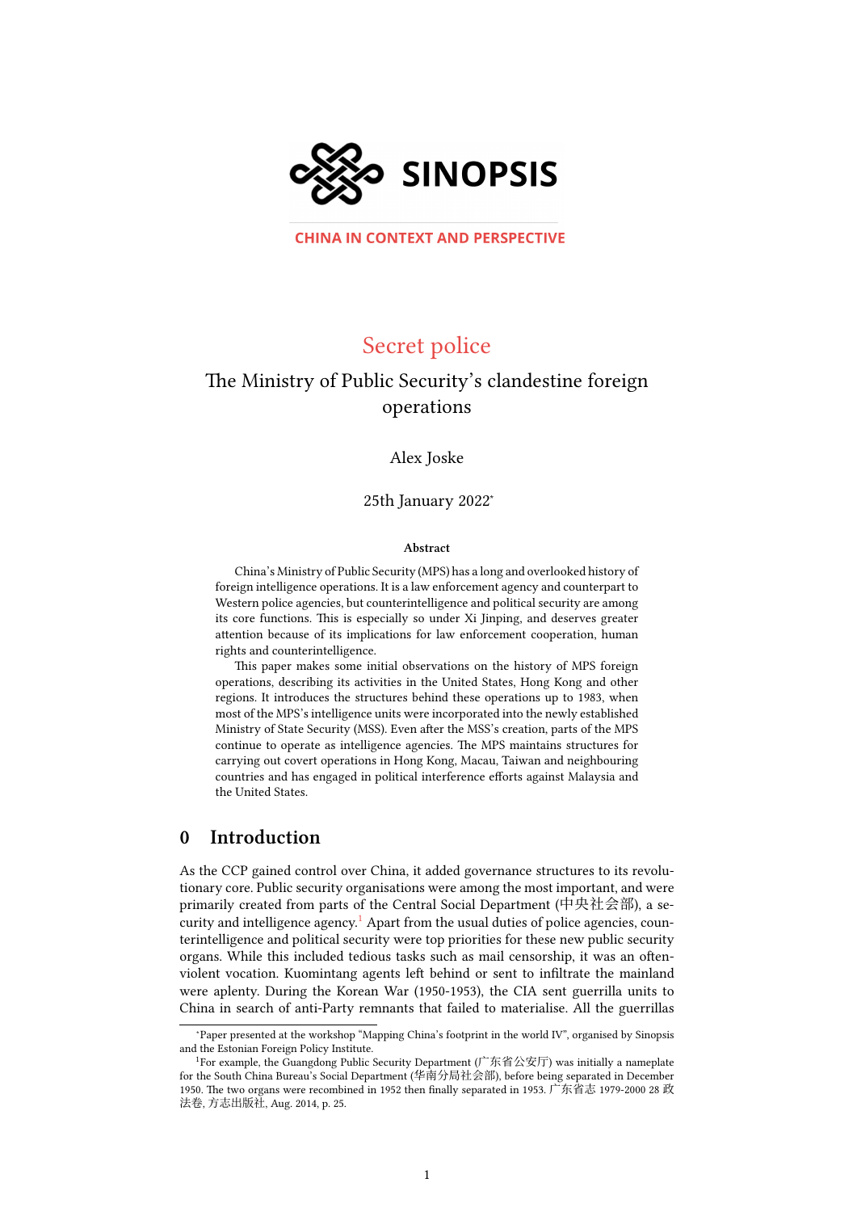SINOPSIS

CHINA IN CONTEXT AND PERSPECTIVE

# Secret police

## The Ministry of Public Security's clandestine foreign operations

Alex Joske

25th January 2022[*]

**Abstract**

China's Ministry of Public Security (MPS) has a long and overlooked history of foreign intelligence operations. It is a law enforcement agency and counterpart to Western police agencies, but counterintelligence and political security are among its core functions. This is especially so under Xi Jinping, and deserves greater attention because of its implications for law enforcement cooperation, human rights and counterintelligence.

This paper makes some initial observations on the history of MPS foreign operations, describing its activities in the United States, Hong Kong and other regions. It introduces the structures behind these operations up to 1983, when most of the MPS's intelligence units were incorporated into the newly established Ministry of State Security (MSS). Even after the MSS's creation, parts of the MPS continue to operate as intelligence agencies. The MPS maintains structures for carrying out covert operations in Hong Kong, Macau, Taiwan and neighbouring countries and has engaged in political interference efforts against Malaysia and the United States.

## 0 Introduction

As the CCP gained control over China, it added governance structures to its revolutionary core. Public security organisations were among the most important, and were primarily created from parts of the Central Social Department (中央社会部), a security and intelligence agency.[1] Apart from the usual duties of police agencies, counterintelligence and political security were top priorities for these new public security organs. While this included tedious tasks such as mail censorship, it was an often-violent vocation. Kuomintang agents left behind or sent to infiltrate the mainland were aplenty. During the Korean War (1950-1953), the CIA sent guerrilla units to China in search of anti-Party remnants that failed to materialise. All the guerrillas

---

[*] Paper presented at the workshop "Mapping China's footprint in the world IV", organised by Sinopsis and the Estonian Foreign Policy Institute.

[1] For example, the Guangdong Public Security Department (广东省公安厅) was initially a nameplate for the South China Bureau's Social Department (华南分局社会部), before being separated in December 1950. The two organs were recombined in 1952 then finally separated in 1953. 广东省志 1979-2000 28 政法卷, 方志出版社, Aug. 2014, p. 25.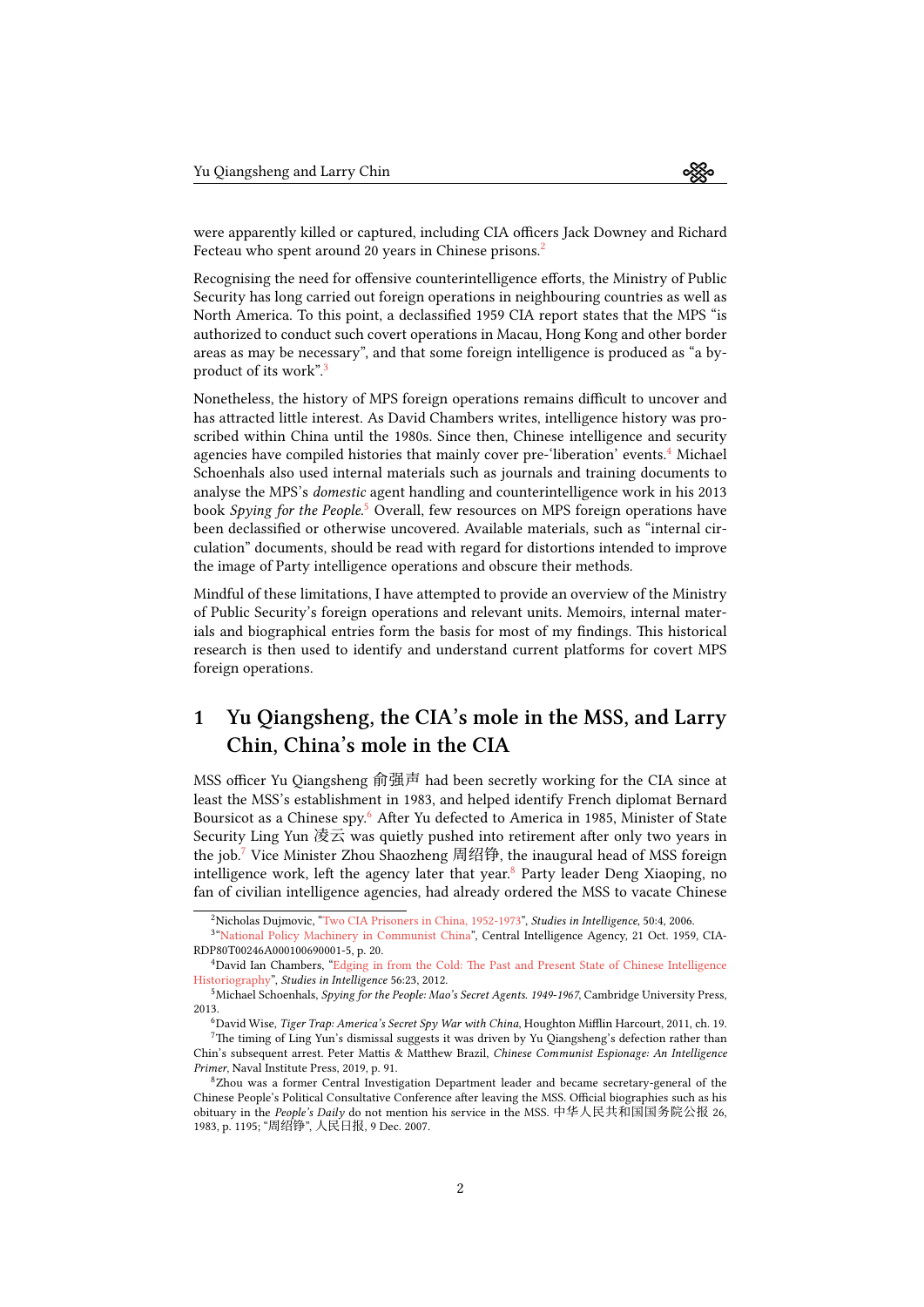were apparently killed or captured, including CIA officers Jack Downey and Richard Fecteau who spent around 20 years in Chinese prisons.[2]

Recognising the need for offensive counterintelligence efforts, the Ministry of Public Security has long carried out foreign operations in neighbouring countries as well as North America. To this point, a declassified 1959 CIA report states that the MPS "is authorized to conduct such covert operations in Macau, Hong Kong and other border areas as may be necessary", and that some foreign intelligence is produced as "a by-product of its work".[3]

Nonetheless, the history of MPS foreign operations remains difficult to uncover and has attracted little interest. As David Chambers writes, intelligence history was proscribed within China until the 1980s. Since then, Chinese intelligence and security agencies have compiled histories that mainly cover pre-'liberation' events.[4] Michael Schoenhals also used internal materials such as journals and training documents to analyse the MPS's *domestic* agent handling and counterintelligence work in his 2013 book *Spying for the People*.[5] Overall, few resources on MPS foreign operations have been declassified or otherwise uncovered. Available materials, such as "internal circulation" documents, should be read with regard for distortions intended to improve the image of Party intelligence operations and obscure their methods.

Mindful of these limitations, I have attempted to provide an overview of the Ministry of Public Security's foreign operations and relevant units. Memoirs, internal materials and biographical entries form the basis for most of my findings. This historical research is then used to identify and understand current platforms for covert MPS foreign operations.

## 1 Yu Qiangsheng, the CIA's mole in the MSS, and Larry Chin, China's mole in the CIA

MSS officer Yu Qiangsheng 俞强声 had been secretly working for the CIA since at least the MSS's establishment in 1983, and helped identify French diplomat Bernard Boursicot as a Chinese spy.[6] After Yu defected to America in 1985, Minister of State Security Ling Yun 凌云 was quietly pushed into retirement after only two years in the job.[7] Vice Minister Zhou Shaozheng 周绍铮, the inaugural head of MSS foreign intelligence work, left the agency later that year.[8] Party leader Deng Xiaoping, no fan of civilian intelligence agencies, had already ordered the MSS to vacate Chinese

---

[2] Nicholas Dujmovic, "Two CIA Prisoners in China, 1952-1973", *Studies in Intelligence*, 50:4, 2006.

[3] "National Policy Machinery in Communist China", Central Intelligence Agency, 21 Oct. 1959, CIA-RDP80T00246A000100690001-5, p. 20.

[4] David Ian Chambers, "Edging in from the Cold: The Past and Present State of Chinese Intelligence Historiography", *Studies in Intelligence* 56:23, 2012.

[5] Michael Schoenhals, *Spying for the People: Mao's Secret Agents. 1949-1967*, Cambridge University Press, 2013.

[6] David Wise, *Tiger Trap: America's Secret Spy War with China*, Houghton Mifflin Harcourt, 2011, ch. 19.

[7] The timing of Ling Yun's dismissal suggests it was driven by Yu Qiangsheng's defection rather than Chin's subsequent arrest. Peter Mattis & Matthew Brazil, *Chinese Communist Espionage: An Intelligence Primer*, Naval Institute Press, 2019, p. 91.

[8] Zhou was a former Central Investigation Department leader and became secretary-general of the Chinese People's Political Consultative Conference after leaving the MSS. Official biographies such as his obituary in the *People's Daily* do not mention his service in the MSS. 中华人民共和国国务院公报 26, 1983, p. 1195; "周绍铮", 人民日报, 9 Dec. 2007.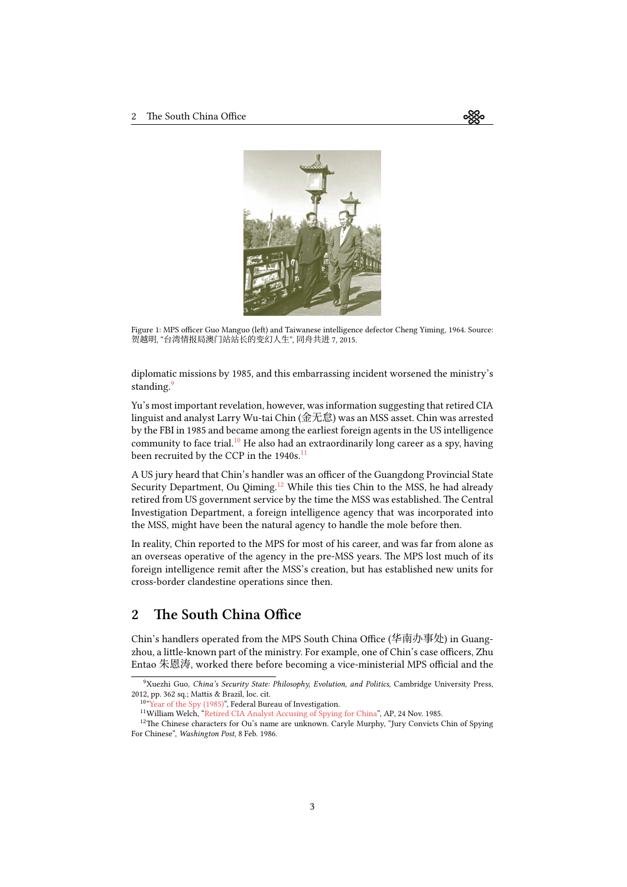Figure 1: MPS officer Guo Manguo (left) and Taiwanese intelligence defector Cheng Yiming, 1964. Source: 贺越明, "台湾情报局澳门站站长的变幻人生", 同舟共进 7, 2015.

diplomatic missions by 1985, and this embarrassing incident worsened the ministry's standing.[9]

Yu's most important revelation, however, was information suggesting that retired CIA linguist and analyst Larry Wu-tai Chin (金无怠) was an MSS asset. Chin was arrested by the FBI in 1985 and became among the earliest foreign agents in the US intelligence community to face trial.[10] He also had an extraordinarily long career as a spy, having been recruited by the CCP in the 1940s.[11]

A US jury heard that Chin's handler was an officer of the Guangdong Provincial State Security Department, Ou Qiming.[12] While this ties Chin to the MSS, he had already retired from US government service by the time the MSS was established. The Central Investigation Department, a foreign intelligence agency that was incorporated into the MSS, might have been the natural agency to handle the mole before then.

In reality, Chin reported to the MPS for most of his career, and was far from alone as an overseas operative of the agency in the pre-MSS years. The MPS lost much of its foreign intelligence remit after the MSS's creation, but has established new units for cross-border clandestine operations since then.

## 2 The South China Office

Chin's handlers operated from the MPS South China Office (华南办事处) in Guangzhou, a little-known part of the ministry. For example, one of Chin's case officers, Zhu Entao 朱恩涛, worked there before becoming a vice-ministerial MPS official and the

---

[9] Xuezhi Guo, *China's Security State: Philosophy, Evolution, and Politics*, Cambridge University Press, 2012, pp. 362 sq.; Mattis & Brazil, loc. cit.

[10] "Year of the Spy (1985)", Federal Bureau of Investigation.

[11] William Welch, "Retired CIA Analyst Accusing of Spying for China", AP, 24 Nov. 1985.

[12] The Chinese characters for Ou's name are unknown. Caryle Murphy, "Jury Convicts Chin of Spying For Chinese", *Washington Post*, 8 Feb. 1986.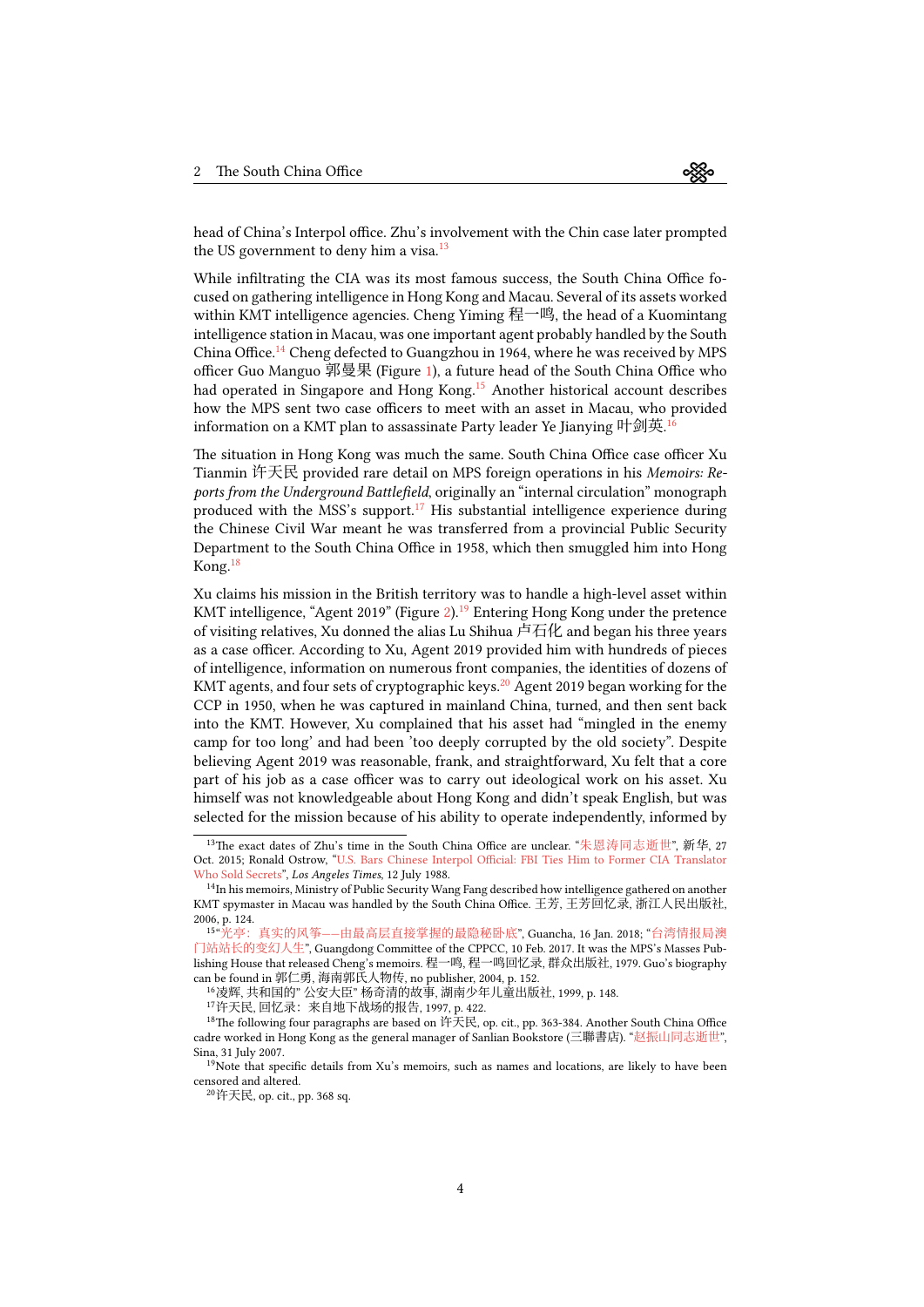head of China's Interpol office. Zhu's involvement with the Chin case later prompted the US government to deny him a visa.[13]

While infiltrating the CIA was its most famous success, the South China Office focused on gathering intelligence in Hong Kong and Macau. Several of its assets worked within KMT intelligence agencies. Cheng Yiming 程一鸣, the head of a Kuomintang intelligence station in Macau, was one important agent probably handled by the South China Office.[14] Cheng defected to Guangzhou in 1964, where he was received by MPS officer Guo Manguo 郭曼果 (Figure 1), a future head of the South China Office who had operated in Singapore and Hong Kong.[15] Another historical account describes how the MPS sent two case officers to meet with an asset in Macau, who provided information on a KMT plan to assassinate Party leader Ye Jianying 叶剑英.[16]

The situation in Hong Kong was much the same. South China Office case officer Xu Tianmin 许天民 provided rare detail on MPS foreign operations in his *Memoirs: Reports from the Underground Battlefield*, originally an "internal circulation" monograph produced with the MSS's support.[17] His substantial intelligence experience during the Chinese Civil War meant he was transferred from a provincial Public Security Department to the South China Office in 1958, which then smuggled him into Hong Kong.[18]

Xu claims his mission in the British territory was to handle a high-level asset within KMT intelligence, "Agent 2019" (Figure 2).[19] Entering Hong Kong under the pretence of visiting relatives, Xu donned the alias Lu Shihua 卢石化 and began his three years as a case officer. According to Xu, Agent 2019 provided him with hundreds of pieces of intelligence, information on numerous front companies, the identities of dozens of KMT agents, and four sets of cryptographic keys.[20] Agent 2019 began working for the CCP in 1950, when he was captured in mainland China, turned, and then sent back into the KMT. However, Xu complained that his asset had "mingled in the enemy camp for too long' and had been 'too deeply corrupted by the old society". Despite believing Agent 2019 was reasonable, frank, and straightforward, Xu felt that a core part of his job as a case officer was to carry out ideological work on his asset. Xu himself was not knowledgeable about Hong Kong and didn't speak English, but was selected for the mission because of his ability to operate independently, informed by

---

[13] The exact dates of Zhu's time in the South China Office are unclear. "朱恩涛同志逝世", 新华, 27 Oct. 2015; Ronald Ostrow, "U.S. Bars Chinese Interpol Official: FBI Ties Him to Former CIA Translator Who Sold Secrets", *Los Angeles Times*, 12 July 1988.

[14] In his memoirs, Ministry of Public Security Wang Fang described how intelligence gathered on another KMT spymaster in Macau was handled by the South China Office. 王芳, 王芳回忆录, 浙江人民出版社, 2006, p. 124.

[15] "光亭：真实的风筝——由最高层直接掌握的最隐秘卧底", Guancha, 16 Jan. 2018; "台湾情报局澳门站站长的变幻人生", Guangdong Committee of the CPPCC, 10 Feb. 2017. It was the MPS's Masses Publishing House that released Cheng's memoirs. 程一鸣, 程一鸣回忆录, 群众出版社, 1979. Guo's biography can be found in 郭仁勇, 海南郭氏人物传, no publisher, 2004, p. 152.

[16] 凌辉, 共和国的" 公安大臣" 杨奇清的故事, 湖南少年儿童出版社, 1999, p. 148.

[17] 许天民, 回忆录：来自地下战场的报告, 1997, p. 422.

[18] The following four paragraphs are based on 许天民, op. cit., pp. 363-384. Another South China Office cadre worked in Hong Kong as the general manager of Sanlian Bookstore (三聯書店). "赵振山同志逝世", Sina, 31 July 2007.

[19] Note that specific details from Xu's memoirs, such as names and locations, are likely to have been censored and altered.

[20] 许天民, op. cit., pp. 368 sq.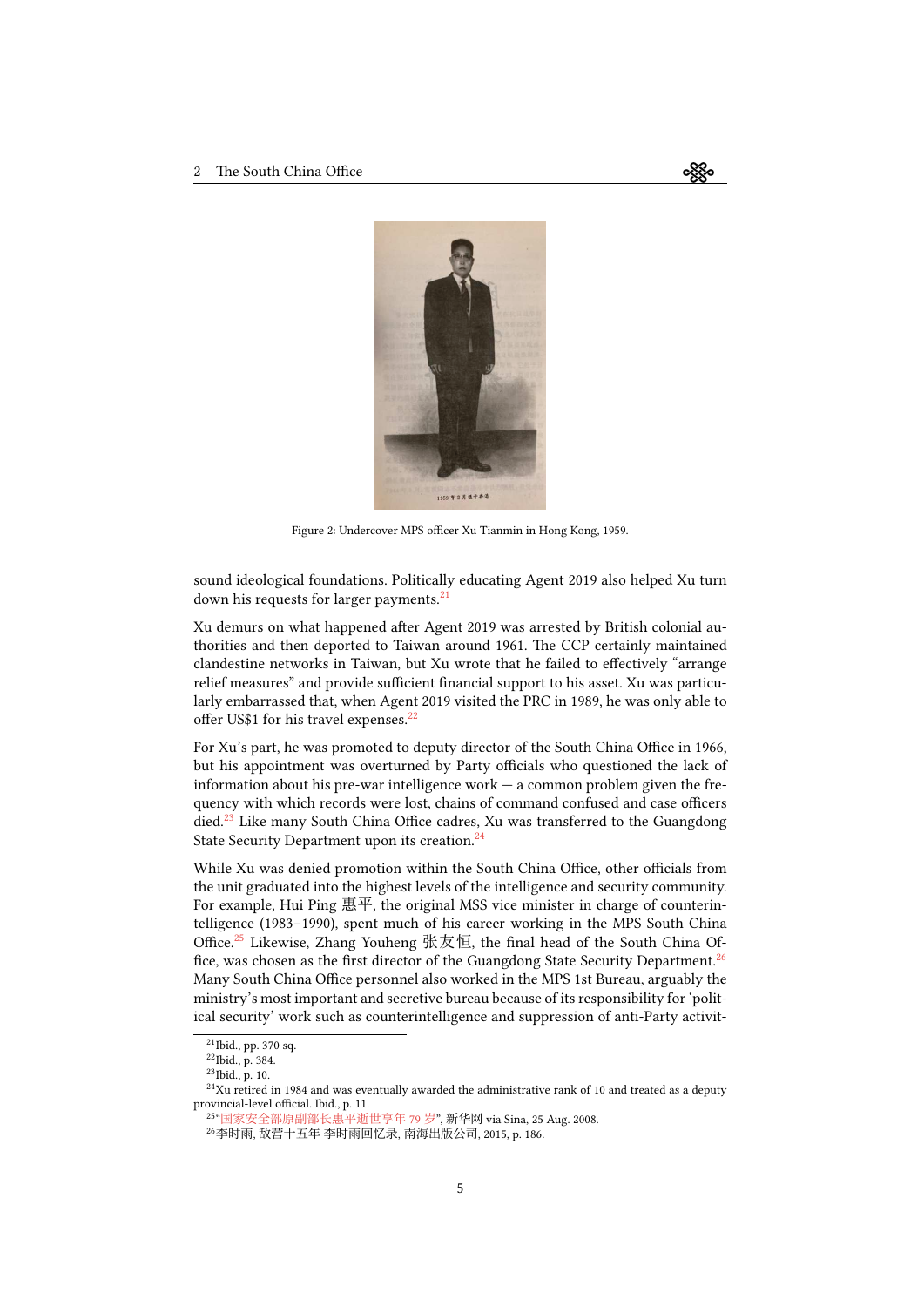Figure 2: Undercover MPS officer Xu Tianmin in Hong Kong, 1959.

sound ideological foundations. Politically educating Agent 2019 also helped Xu turn down his requests for larger payments.[21]

Xu demurs on what happened after Agent 2019 was arrested by British colonial authorities and then deported to Taiwan around 1961. The CCP certainly maintained clandestine networks in Taiwan, but Xu wrote that he failed to effectively "arrange relief measures" and provide sufficient financial support to his asset. Xu was particularly embarrassed that, when Agent 2019 visited the PRC in 1989, he was only able to offer US$1 for his travel expenses.[22]

For Xu's part, he was promoted to deputy director of the South China Office in 1966, but his appointment was overturned by Party officials who questioned the lack of information about his pre-war intelligence work — a common problem given the frequency with which records were lost, chains of command confused and case officers died.[23] Like many South China Office cadres, Xu was transferred to the Guangdong State Security Department upon its creation.[24]

While Xu was denied promotion within the South China Office, other officials from the unit graduated into the highest levels of the intelligence and security community. For example, Hui Ping 惠平, the original MSS vice minister in charge of counterintelligence (1983–1990), spent much of his career working in the MPS South China Office.[25] Likewise, Zhang Youheng 张友恒, the final head of the South China Office, was chosen as the first director of the Guangdong State Security Department.[26] Many South China Office personnel also worked in the MPS 1st Bureau, arguably the ministry's most important and secretive bureau because of its responsibility for 'political security' work such as counterintelligence and suppression of anti-Party activit-

[21] Ibid., pp. 370 sq.

[22] Ibid., p. 384.

[23] Ibid., p. 10.

[24] Xu retired in 1984 and was eventually awarded the administrative rank of 10 and treated as a deputy provincial-level official. Ibid., p. 11.

[25] "国家安全部原副部长惠平逝世享年 79 岁", 新华网 via Sina, 25 Aug. 2008.

[26] 李时雨, 敌营十五年 李时雨回忆录, 南海出版公司, 2015, p. 186.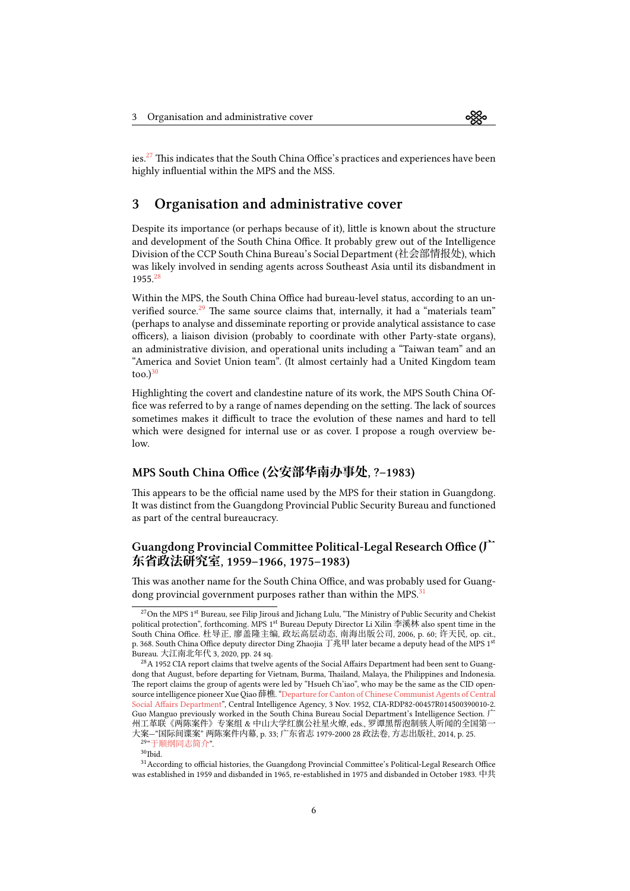ies.[27] This indicates that the South China Office's practices and experiences have been highly influential within the MPS and the MSS.

## 3 Organisation and administrative cover

Despite its importance (or perhaps because of it), little is known about the structure and development of the South China Office. It probably grew out of the Intelligence Division of the CCP South China Bureau's Social Department (社会部情报处), which was likely involved in sending agents across Southeast Asia until its disbandment in 1955.[28]

Within the MPS, the South China Office had bureau-level status, according to an unverified source.[29] The same source claims that, internally, it had a "materials team" (perhaps to analyse and disseminate reporting or provide analytical assistance to case officers), a liaison division (probably to coordinate with other Party-state organs), an administrative division, and operational units including a "Taiwan team" and an "America and Soviet Union team". (It almost certainly had a United Kingdom team too.)[30]

Highlighting the covert and clandestine nature of its work, the MPS South China Office was referred to by a range of names depending on the setting. The lack of sources sometimes makes it difficult to trace the evolution of these names and hard to tell which were designed for internal use or as cover. I propose a rough overview below.

### MPS South China Office (公安部华南办事处, ?–1983)

This appears to be the official name used by the MPS for their station in Guangdong. It was distinct from the Guangdong Provincial Public Security Bureau and functioned as part of the central bureaucracy.

### Guangdong Provincial Committee Political-Legal Research Office (广东省政法研究室, 1959–1966, 1975–1983)

This was another name for the South China Office, and was probably used for Guangdong provincial government purposes rather than within the MPS.[31]

---

[27] On the MPS 1st Bureau, see Filip Jirouš and Jichang Lulu, "The Ministry of Public Security and Chekist political protection", forthcoming. MPS 1st Bureau Deputy Director Li Xilin 李溪林 also spent time in the South China Office. 杜导正, 廖盖隆主编, 政坛高层动态, 南海出版公司, 2006, p. 60; 许天民, op. cit., p. 368. South China Office deputy director Ding Zhaojia 丁兆甲 later became a deputy head of the MPS 1st Bureau. 大江南北年代 3, 2020, pp. 24 sq.

[28] A 1952 CIA report claims that twelve agents of the Social Affairs Department had been sent to Guangdong that August, before departing for Vietnam, Burma, Thailand, Malaya, the Philippines and Indonesia. The report claims the group of agents were led by "Hsueh Ch'iao", who may be the same as the CID open-source intelligence pioneer Xue Qiao 薛樵. "Departure for Canton of Chinese Communist Agents of Central Social Affairs Department", Central Intelligence Agency, 3 Nov. 1952, CIA-RDP82-00457R014500390010-2. Guo Manguo previously worked in the South China Bureau Social Department's Intelligence Section. 广州工革联《两陈案件》专案组 & 中山大学红旗公社星火燎, eds., 罗谭黑帮泡制骇人听闻的全国第一大案–"国际间谍案" 两陈案件内幕, p. 33; 广东省志 1979-2000 28 政法卷, 方志出版社, 2014, p. 25.

[29] "于顺纲同志简介".

[30] Ibid.

[31] According to official histories, the Guangdong Provincial Committee's Political-Legal Research Office was established in 1959 and disbanded in 1965, re-established in 1975 and disbanded in October 1983. 中共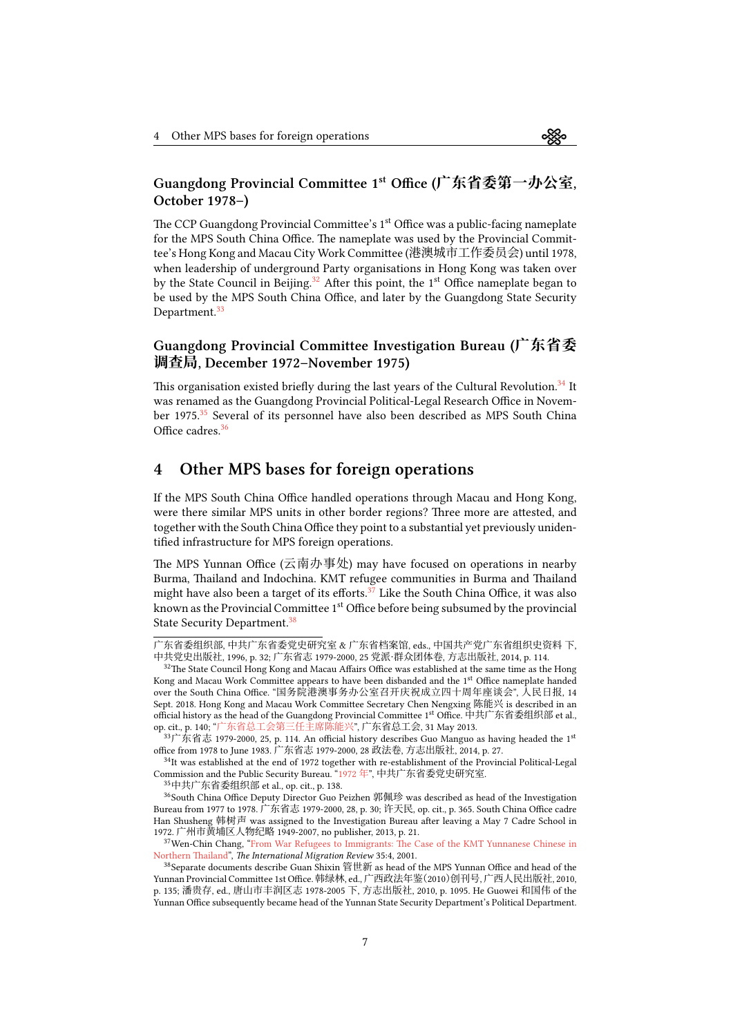### Guangdong Provincial Committee 1st Office (广东省委第一办公室, October 1978–)

The CCP Guangdong Provincial Committee's 1st Office was a public-facing nameplate for the MPS South China Office. The nameplate was used by the Provincial Committee's Hong Kong and Macau City Work Committee (港澳城市工作委员会) until 1978, when leadership of underground Party organisations in Hong Kong was taken over by the State Council in Beijing.[32] After this point, the 1st Office nameplate began to be used by the MPS South China Office, and later by the Guangdong State Security Department.[33]

### Guangdong Provincial Committee Investigation Bureau (广东省委调查局, December 1972–November 1975)

This organisation existed briefly during the last years of the Cultural Revolution.[34] It was renamed as the Guangdong Provincial Political-Legal Research Office in November 1975.[35] Several of its personnel have also been described as MPS South China Office cadres.[36]

## 4 Other MPS bases for foreign operations

If the MPS South China Office handled operations through Macau and Hong Kong, were there similar MPS units in other border regions? Three more are attested, and together with the South China Office they point to a substantial yet previously unidentified infrastructure for MPS foreign operations.

The MPS Yunnan Office (云南办事处) may have focused on operations in nearby Burma, Thailand and Indochina. KMT refugee communities in Burma and Thailand might have also been a target of its efforts.[37] Like the South China Office, it was also known as the Provincial Committee 1st Office before being subsumed by the provincial State Security Department.[38]

---

广东省委组织部, 中共广东省委党史研究室 & 广东省档案馆, eds., 中国共产党广东省组织史资料 下, 中共党史出版社, 1996, p. 32; 广东省志 1979-2000, 25 党派·群众团体卷, 方志出版社, 2014, p. 114.

[32] The State Council Hong Kong and Macau Affairs Office was established at the same time as the Hong Kong and Macau Work Committee appears to have been disbanded and the 1st Office nameplate handed over the South China Office. "国务院港澳事务办公室召开庆祝成立四十周年座谈会", 人民日报, 14 Sept. 2018. Hong Kong and Macau Work Committee Secretary Chen Nengxing 陈能兴 is described in an official history as the head of the Guangdong Provincial Committee 1st Office. 中共广东省委组织部 et al., op. cit., p. 140; "广东省总工会第三任主席陈能兴", 广东省总工会, 31 May 2013.

[33] 广东省志 1979-2000, 25, p. 114. An official history describes Guo Manguo as having headed the 1st office from 1978 to June 1983. 广东省志 1979-2000, 28 政法卷, 方志出版社, 2014, p. 27.

[34] It was established at the end of 1972 together with re-establishment of the Provincial Political-Legal Commission and the Public Security Bureau. "1972 年", 中共广东省委党史研究室.

[35] 中共广东省委组织部 et al., op. cit., p. 138.

[36] South China Office Deputy Director Guo Peizhen 郭佩珍 was described as head of the Investigation Bureau from 1977 to 1978. 广东省志 1979-2000, 28, p. 30; 许天民, op. cit., p. 365. South China Office cadre Han Shusheng 韩树声 was assigned to the Investigation Bureau after leaving a May 7 Cadre School in 1972. 广州市黄埔区人物纪略 1949-2007, no publisher, 2013, p. 21.

[37] Wen-Chin Chang, "From War Refugees to Immigrants: The Case of the KMT Yunnanese Chinese in Northern Thailand", *The International Migration Review* 35:4, 2001.

[38] Separate documents describe Guan Shixin 管世新 as head of the MPS Yunnan Office and head of the Yunnan Provincial Committee 1st Office. 韩绿林, ed., 广西政法年鉴(2010)创刊号, 广西人民出版社, 2010, p. 135; 潘贵存, ed., 唐山市丰润区志 1978-2005 下, 方志出版社, 2010, p. 1095. He Guowei 和国伟 of the Yunnan Office subsequently became head of the Yunnan State Security Department's Political Department.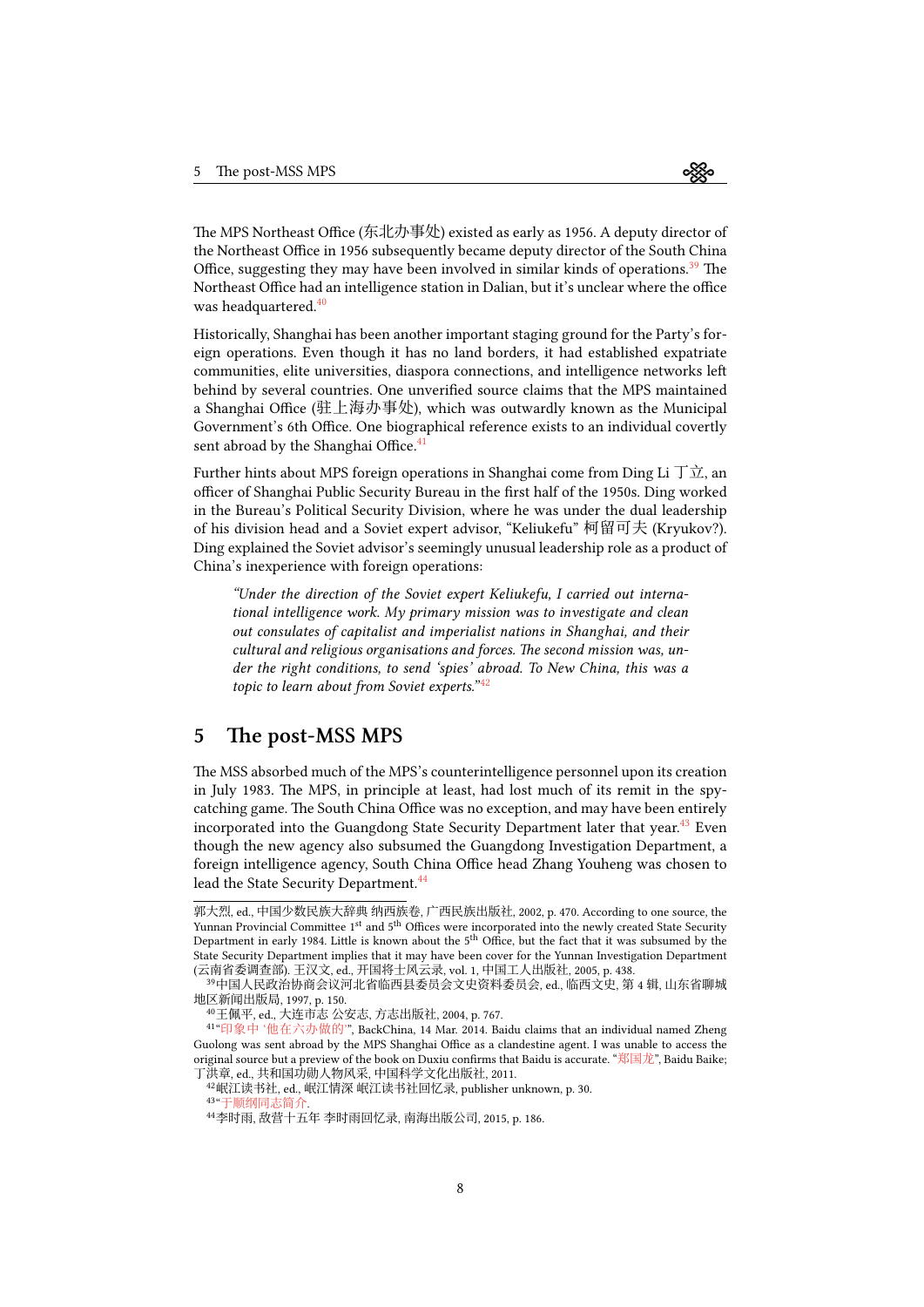The MPS Northeast Office (东北办事处) existed as early as 1956. A deputy director of the Northeast Office in 1956 subsequently became deputy director of the South China Office, suggesting they may have been involved in similar kinds of operations.[39] The Northeast Office had an intelligence station in Dalian, but it's unclear where the office was headquartered.[40]

Historically, Shanghai has been another important staging ground for the Party's foreign operations. Even though it has no land borders, it had established expatriate communities, elite universities, diaspora connections, and intelligence networks left behind by several countries. One unverified source claims that the MPS maintained a Shanghai Office (驻上海办事处), which was outwardly known as the Municipal Government's 6th Office. One biographical reference exists to an individual covertly sent abroad by the Shanghai Office.[41]

Further hints about MPS foreign operations in Shanghai come from Ding Li 丁立, an officer of Shanghai Public Security Bureau in the first half of the 1950s. Ding worked in the Bureau's Political Security Division, where he was under the dual leadership of his division head and a Soviet expert advisor, "Keliukefu" 柯留可夫 (Kryukov?). Ding explained the Soviet advisor's seemingly unusual leadership role as a product of China's inexperience with foreign operations:

> *"Under the direction of the Soviet expert Keliukefu, I carried out international intelligence work. My primary mission was to investigate and clean out consulates of capitalist and imperialist nations in Shanghai, and their cultural and religious organisations and forces. The second mission was, under the right conditions, to send 'spies' abroad. To New China, this was a topic to learn about from Soviet experts."*[42]

## 5 The post-MSS MPS

The MSS absorbed much of the MPS's counterintelligence personnel upon its creation in July 1983. The MPS, in principle at least, had lost much of its remit in the spy-catching game. The South China Office was no exception, and may have been entirely incorporated into the Guangdong State Security Department later that year.[43] Even though the new agency also subsumed the Guangdong Investigation Department, a foreign intelligence agency, South China Office head Zhang Youheng was chosen to lead the State Security Department.[44]

---

郭大烈, ed., 中国少数民族大辞典 纳西族卷, 广西民族出版社, 2002, p. 470. According to one source, the Yunnan Provincial Committee 1st and 5th Offices were incorporated into the newly created State Security Department in early 1984. Little is known about the 5th Office, but the fact that it was subsumed by the State Security Department implies that it may have been cover for the Yunnan Investigation Department (云南省委调查部). 王汉文, ed., 开国将士风云录, vol. 1, 中国工人出版社, 2005, p. 438.

[39] 中国人民政治协商会议河北省临西县委员会文史资料委员会, ed., 临西文史, 第 4 辑, 山东省聊城地区新闻出版局, 1997, p. 150.

[40] 王佩平, ed., 大连市志 公安志, 方志出版社, 2004, p. 767.

[41] "印象中 '他在六办做的'", BackChina, 14 Mar. 2014. Baidu claims that an individual named Zheng Guolong was sent abroad by the MPS Shanghai Office as a clandestine agent. I was unable to access the original source but a preview of the book on Duxiu confirms that Baidu is accurate. "郑国龙", Baidu Baike; 丁洪章, ed., 共和国功勋人物风采, 中国科学文化出版社, 2011.

[42] 岷江读书社, ed., 岷江情深 岷江读书社回忆录, publisher unknown, p. 30.

[43] "于顺纲同志简介".

[44] 李时雨, 敌营十五年 李时雨回忆录, 南海出版公司, 2015, p. 186.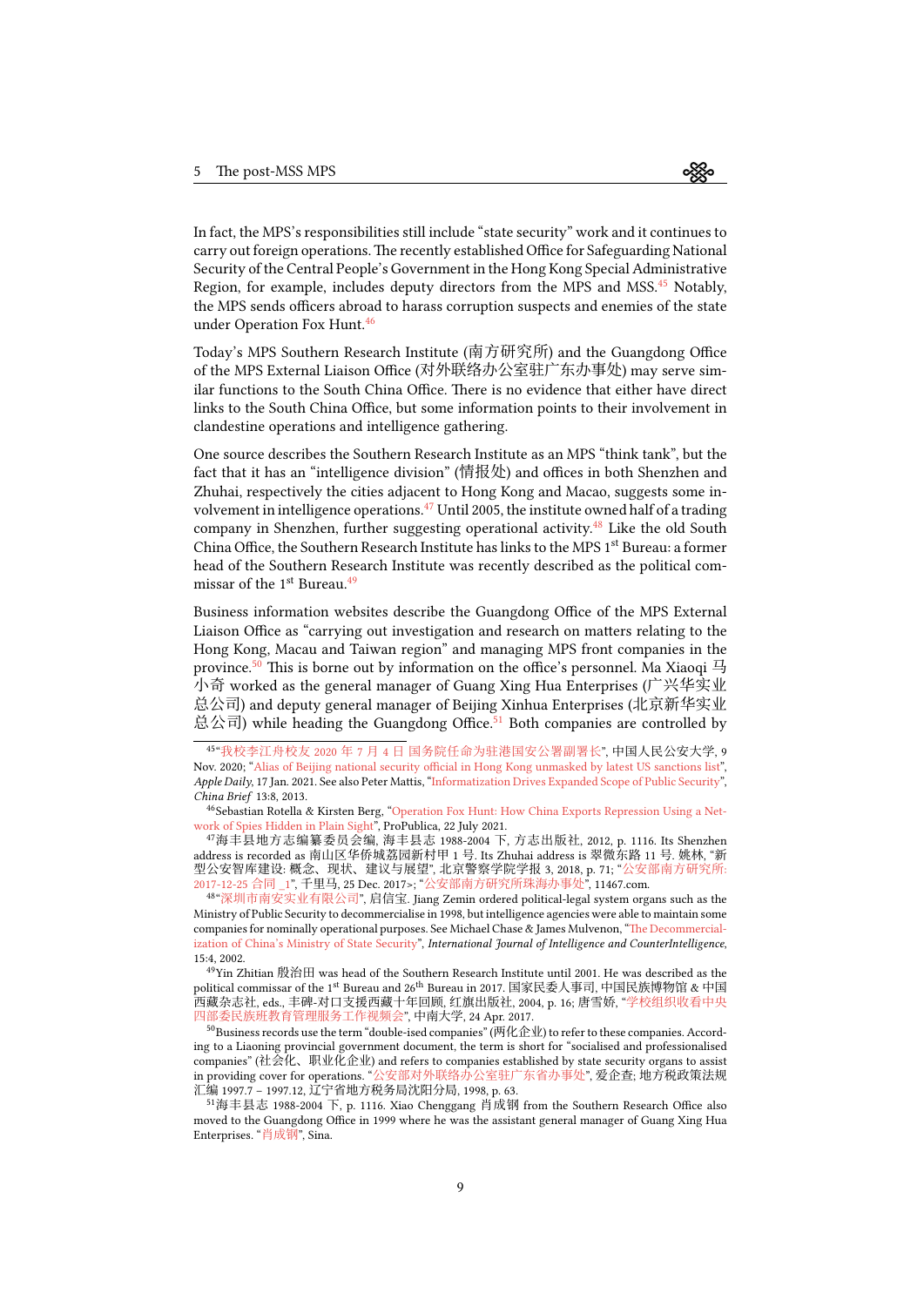In fact, the MPS's responsibilities still include "state security" work and it continues to carry out foreign operations. The recently established Office for Safeguarding National Security of the Central People's Government in the Hong Kong Special Administrative Region, for example, includes deputy directors from the MPS and MSS.[45] Notably, the MPS sends officers abroad to harass corruption suspects and enemies of the state under Operation Fox Hunt.[46]

Today's MPS Southern Research Institute (南方研究所) and the Guangdong Office of the MPS External Liaison Office (对外联络办公室驻广东办事处) may serve similar functions to the South China Office. There is no evidence that either have direct links to the South China Office, but some information points to their involvement in clandestine operations and intelligence gathering.

One source describes the Southern Research Institute as an MPS "think tank", but the fact that it has an "intelligence division" (情报处) and offices in both Shenzhen and Zhuhai, respectively the cities adjacent to Hong Kong and Macao, suggests some involvement in intelligence operations.[47] Until 2005, the institute owned half of a trading company in Shenzhen, further suggesting operational activity.[48] Like the old South China Office, the Southern Research Institute has links to the MPS 1st Bureau: a former head of the Southern Research Institute was recently described as the political commissar of the 1st Bureau.[49]

Business information websites describe the Guangdong Office of the MPS External Liaison Office as "carrying out investigation and research on matters relating to the Hong Kong, Macau and Taiwan region" and managing MPS front companies in the province.[50] This is borne out by information on the office's personnel. Ma Xiaoqi 马小奇 worked as the general manager of Guang Xing Hua Enterprises (广兴华实业总公司) and deputy general manager of Beijing Xinhua Enterprises (北京新华实业总公司) while heading the Guangdong Office.[51] Both companies are controlled by

---

[45] "我校李江舟校友 2020 年 7 月 4 日 国务院任命为驻港国安公署副署长", 中国人民公安大学, 9 Nov. 2020; "Alias of Beijing national security official in Hong Kong unmasked by latest US sanctions list", *Apple Daily*, 17 Jan. 2021. See also Peter Mattis, "Informatization Drives Expanded Scope of Public Security", *China Brief* 13:8, 2013.

[46] Sebastian Rotella & Kirsten Berg, "Operation Fox Hunt: How China Exports Repression Using a Network of Spies Hidden in Plain Sight", ProPublica, 22 July 2021.

[47] 海丰县地方志编纂委员会编, 海丰县志 1988-2004 下, 方志出版社, 2012, p. 1116. Its Shenzhen address is recorded as 南山区华侨城荔园新村甲 1 号. Its Zhuhai address is 翠微东路 11 号. 姚林, "新型公安智库建设: 概念、现状、建议与展望", 北京警察学院学报 3, 2018, p. 71; "公安部南方研究所: 2017-12-25 合同 _1", 千里马, 25 Dec. 2017>; "公安部南方研究所珠海办事处", 11467.com.

[48] "深圳市南安实业有限公司", 启信宝. Jiang Zemin ordered political-legal system organs such as the Ministry of Public Security to decommercialise in 1998, but intelligence agencies were able to maintain some companies for nominally operational purposes. See Michael Chase & James Mulvenon, "The Decommercialization of China's Ministry of State Security", *International Journal of Intelligence and CounterIntelligence*, 15:4, 2002.

[49] Yin Zhitian 殷治田 was head of the Southern Research Institute until 2001. He was described as the political commissar of the 1st Bureau and 26th Bureau in 2017. 国家民委人事司, 中国民族博物馆 & 中国西藏杂志社, eds., 丰碑-对口支援西藏十年回顾, 红旗出版社, 2004, p. 16; 唐雪娇, "学校组织收看中央四部委民族班教育管理服务工作视频会", 中南大学, 24 Apr. 2017.

[50] Business records use the term "double-ised companies" (两化企业) to refer to these companies. According to a Liaoning provincial government document, the term is short for "socialised and professionalised companies" (社会化、职业化企业) and refers to companies established by state security organs to assist in providing cover for operations. "公安部对外联络办公室驻广东省办事处", 爱企查; 地方税政策法规汇编 1997.7 – 1997.12, 辽宁省地方税务局沈阳分局, 1998, p. 63.

[51] 海丰县志 1988-2004 下, p. 1116. Xiao Chenggang 肖成钢 from the Southern Research Office also moved to the Guangdong Office in 1999 where he was the assistant general manager of Guang Xing Hua Enterprises. "肖成钢", Sina.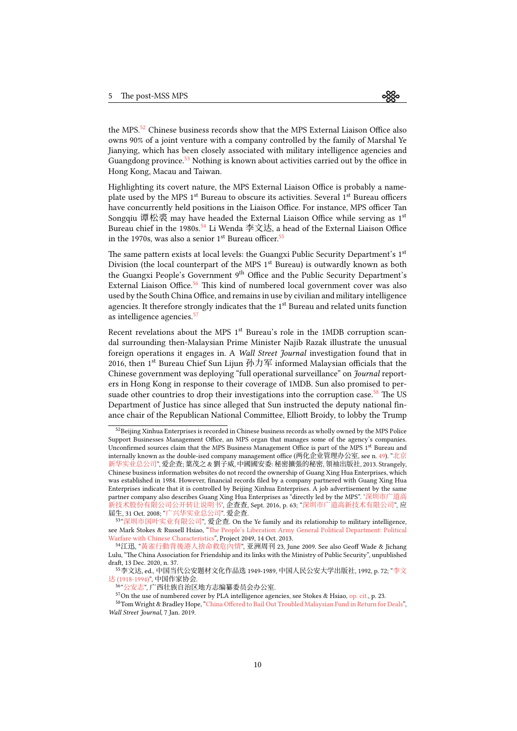the MPS.[52] Chinese business records show that the MPS External Liaison Office also owns 90% of a joint venture with a company controlled by the family of Marshal Ye Jianying, which has been closely associated with military intelligence agencies and Guangdong province.[53] Nothing is known about activities carried out by the office in Hong Kong, Macau and Taiwan.

Highlighting its covert nature, the MPS External Liaison Office is probably a nameplate used by the MPS 1st Bureau to obscure its activities. Several 1st Bureau officers have concurrently held positions in the Liaison Office. For instance, MPS officer Tan Songqiu 谭松裘 may have headed the External Liaison Office while serving as 1st Bureau chief in the 1980s.[54] Li Wenda 李文达, a head of the External Liaison Office in the 1970s, was also a senior 1st Bureau officer.[55]

The same pattern exists at local levels: the Guangxi Public Security Department's 1st Division (the local counterpart of the MPS 1st Bureau) is outwardly known as both the Guangxi People's Government 9th Office and the Public Security Department's External Liaison Office.[56] This kind of numbered local government cover was also used by the South China Office, and remains in use by civilian and military intelligence agencies. It therefore strongly indicates that the 1st Bureau and related units function as intelligence agencies.[57]

Recent revelations about the MPS 1st Bureau's role in the 1MDB corruption scandal surrounding then-Malaysian Prime Minister Najib Razak illustrate the unusual foreign operations it engages in. A *Wall Street Journal* investigation found that in 2016, then 1st Bureau Chief Sun Lijun 孙力军 informed Malaysian officials that the Chinese government was deploying "full operational surveillance" on *Journal* reporters in Hong Kong in response to their coverage of 1MDB. Sun also promised to persuade other countries to drop their investigations into the corruption case.[58] The US Department of Justice has since alleged that Sun instructed the deputy national finance chair of the Republican National Committee, Elliott Broidy, to lobby the Trump

---

[52] Beijing Xinhua Enterprises is recorded in Chinese business records as wholly owned by the MPS Police Support Businesses Management Office, an MPS organ that manages some of the agency's companies. Unconfirmed sources claim that the MPS Business Management Office is part of the MPS 1st Bureau and internally known as the double-ised company management office (两化企业管理办公室, see n. 49). "北京新华实业总公司", 爱企查; 葉茂之 & 劉子威, 中國國安委: 秘密擴張的秘密, 領袖出版社, 2013. Strangely, Chinese business information websites do not record the ownership of Guang Xing Hua Enterprises, which was established in 1984. However, financial records filed by a company partnered with Guang Xing Hua Enterprises indicate that it is controlled by Beijing Xinhua Enterprises. A job advertisement by the same partner company also describes Guang Xing Hua Enterprises as "directly led by the MPS". '深圳市广道高新技术股份有限公司公开转让说明书', 企查查, Sept. 2016, p. 63; "深圳市广道高新技术有限公司", 应届生, 31 Oct. 2008; "广兴华实业总公司". 爱企查.

[53] "深圳市国叶实业有限公司", 爱企查. On the Ye family and its relationship to military intelligence, see Mark Stokes & Russell Hsiao, "The People's Liberation Army General Political Department: Political Warfare with Chinese Characteristics", Project 2049, 14 Oct. 2013.

[54] 江迅, "黃雀行動背後港人捨命救危內情", 亚洲周刊 23, June 2009. See also Geoff Wade & Jichang Lulu, "The China Association for Friendship and its links with the Ministry of Public Security", unpublished draft, 13 Dec. 2020, n. 37.

[55] 李文达, ed., 中国当代公安题材文化作品选 1949-1989, 中国人民公安大学出版社, 1992, p. 72; "李文达 (1918-1994)", 中国作家协会.

[56] "公安志", 广西壮族自治区地方志编纂委员会办公室.

[57] On the use of numbered cover by PLA intelligence agencies, see Stokes & Hsiao, op. cit., p. 23.

[58] Tom Wright & Bradley Hope, "China Offered to Bail Out Troubled Malaysian Fund in Return for Deals", *Wall Street Journal*, 7 Jan. 2019.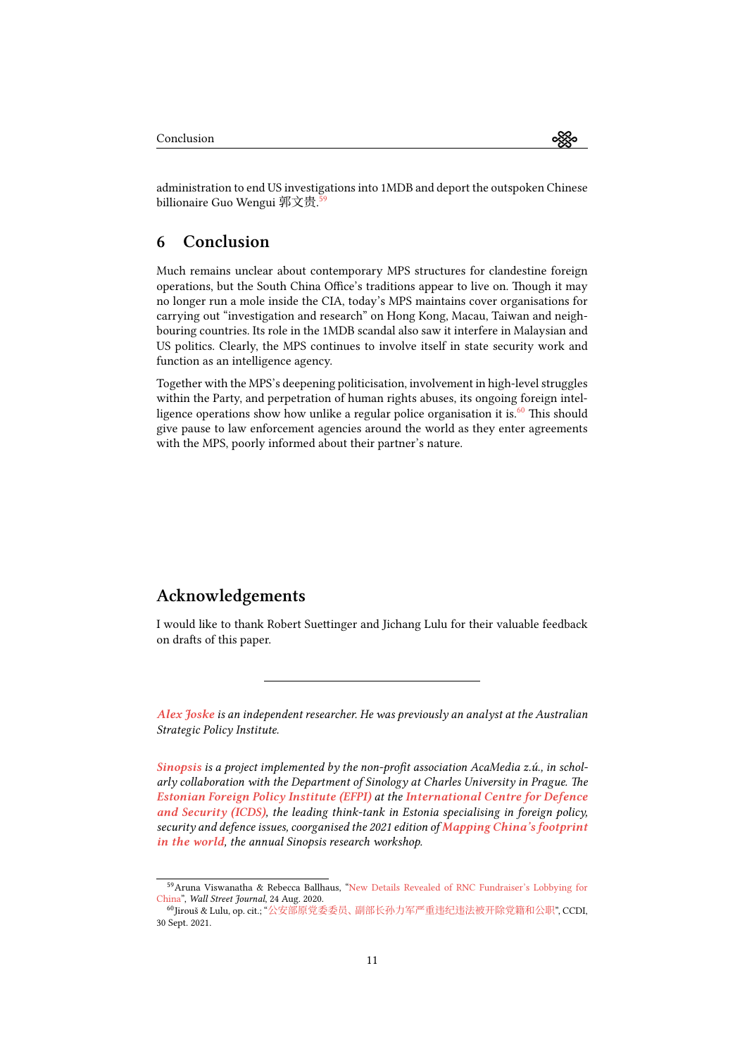administration to end US investigations into 1MDB and deport the outspoken Chinese billionaire Guo Wengui 郭文贵.[59]

## 6 Conclusion

Much remains unclear about contemporary MPS structures for clandestine foreign operations, but the South China Office's traditions appear to live on. Though it may no longer run a mole inside the CIA, today's MPS maintains cover organisations for carrying out "investigation and research" on Hong Kong, Macau, Taiwan and neighbouring countries. Its role in the 1MDB scandal also saw it interfere in Malaysian and US politics. Clearly, the MPS continues to involve itself in state security work and function as an intelligence agency.

Together with the MPS's deepening politicisation, involvement in high-level struggles within the Party, and perpetration of human rights abuses, its ongoing foreign intelligence operations show how unlike a regular police organisation it is.[60] This should give pause to law enforcement agencies around the world as they enter agreements with the MPS, poorly informed about their partner's nature.

## Acknowledgements

I would like to thank Robert Suettinger and Jichang Lulu for their valuable feedback on drafts of this paper.

---

***Alex Joske** is an independent researcher. He was previously an analyst at the Australian Strategic Policy Institute.*

***Sinopsis** is a project implemented by the non-profit association AcaMedia z.ú., in scholarly collaboration with the Department of Sinology at Charles University in Prague. The **Estonian Foreign Policy Institute (EFPI)** at the **International Centre for Defence and Security (ICDS)**, the leading think-tank in Estonia specialising in foreign policy, security and defence issues, coorganised the 2021 edition of **Mapping China's footprint in the world**, the annual Sinopsis research workshop.*

---

[59] Aruna Viswanatha & Rebecca Ballhaus, "New Details Revealed of RNC Fundraiser's Lobbying for China", *Wall Street Journal*, 24 Aug. 2020.

[60] Jirouš & Lulu, op. cit.; "公安部原党委委员、副部长孙力军严重违纪违法被开除党籍和公职", CCDI, 30 Sept. 2021.